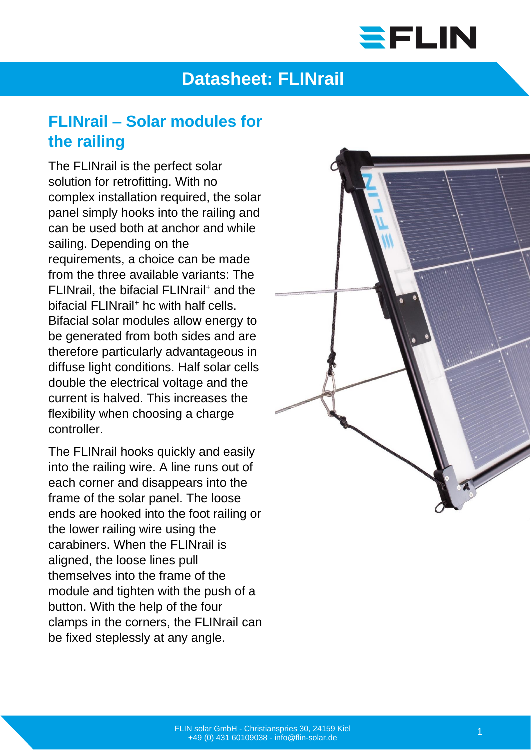# Datasheet: FLINrail

## FLINrail – Solar modules for the railing

The FLINrail is the perfect solar solution for retrofitting. With no complex installation required, the solar panel simply hooks into the railing and can be used both at anchor and while sailing. Depending on the requirements, a choice can be made from the three available variants: The FLINrail, the bifacial FLINrail+ and the bifacial FLINrail+ hc with half cells. Bifacial solar modules allow energy to be generated from both sides and are therefore particularly advantageous in diffuse light conditions. Half solar cells double the electrical voltage and the current is halved. This increases the flexibility when choosing a charge controller.

The FLINrail hooks quickly and easily into the railing wire. A line runs out of each corner and disappears into the frame of the solar panel. The loose ends are hooked into the foot railing or the lower railing wire using the carabiners. When the FLINrail is aligned, the loose lines pull themselves into the frame of the module and tighten with the push of a button. With the help of the four clamps in the corners, the FLINrail can be fixed steplessly at any angle.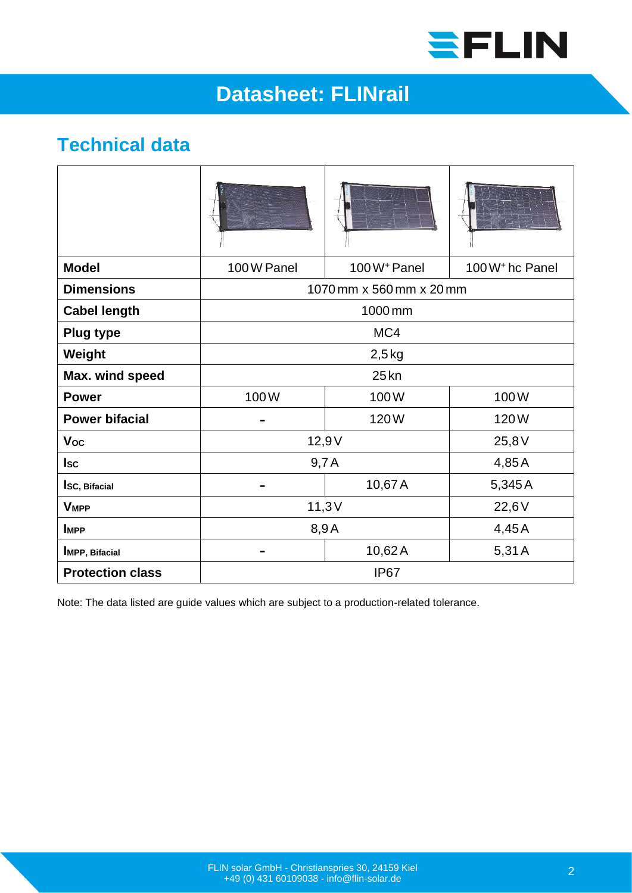# Datasheet: FLINrail

## Technical data

| | | | |
|---|---|---|---|
| **Model** | 100 W Panel | 100 W+ Panel | 100 W+ hc Panel |
| **Dimensions** | 1070 mm x 560 mm x 20 mm | | |
| **Cabel length** | 1000 mm | | |
| **Plug type** | MC4 | | |
| **Weight** | 2,5 kg | | |
| **Max. wind speed** | 25 kn | | |
| **Power** | 100 W | 100 W | 100 W |
| **Power bifacial** | - | 120 W | 120 W |
| **$V_{OC}$** | 12,9 V | | 25,8 V |
| **$I_{SC}$** | 9,7 A | | 4,85 A |
| **$I_{SC, Bifacial}$** | - | 10,67 A | 5,345 A |
| **$V_{MPP}$** | 11,3 V | | 22,6 V |
| **$I_{MPP}$** | 8,9 A | | 4,45 A |
| **$I_{MPP, Bifacial}$** | - | 10,62 A | 5,31 A |
| **Protection class** | IP67 | | |

Note: The data listed are guide values which are subject to a production-related tolerance.

FLIN solar GmbH - Christianspries 30, 24159 Kiel
+49 (0) 431 60109038 - info@flin-solar.de